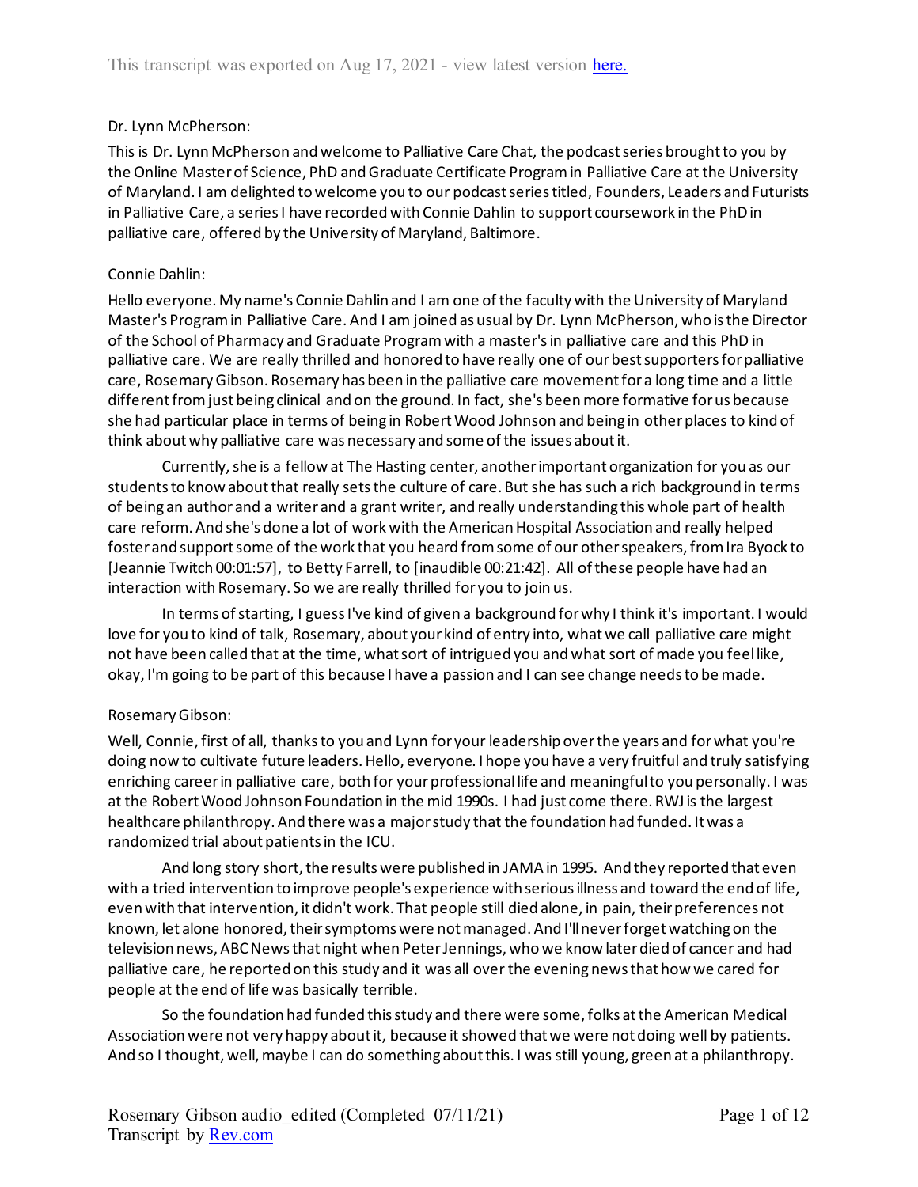Dr. Lynn McPherson:

This is Dr. Lynn McPherson and welcome to Palliative Care Chat, the podcast series brought to you by the Online Master of Science, PhD and Graduate Certificate Program in Palliative Care at the University of Maryland. I am delighted to welcome you to our podcast series titled, Founders, Leaders and Futurists in Palliative Care, a series I have recorded with Connie Dahlin to support coursework in the PhD in palliative care, offered by the University of Maryland, Baltimore.

Connie Dahlin:

Hello everyone. My name's Connie Dahlin and I am one of the faculty with the University of Maryland Master's Program in Palliative Care. And I am joined as usual by Dr. Lynn McPherson, who is the Director of the School of Pharmacy and Graduate Program with a master's in palliative care and this PhD in palliative care. We are really thrilled and honored to have really one of our best supporters for palliative care, Rosemary Gibson. Rosemary has been in the palliative care movement for a long time and a little different from just being clinical and on the ground. In fact, she's been more formative for us because she had particular place in terms of being in Robert Wood Johnson and being in other places to kind of think about why palliative care was necessary and some of the issues about it.

Currently, she is a fellow at The Hasting center, another important organization for you as our students to know about that really sets the culture of care. But she has such a rich background in terms of being an author and a writer and a grant writer, and really understanding this whole part of health care reform. And she's done a lot of work with the American Hospital Association and really helped foster and support some of the work that you heard from some of our other speakers, from Ira Byock to [Jeannie Twitch 00:01:57], to Betty Farrell, to [inaudible 00:21:42]. All of these people have had an interaction with Rosemary. So we are really thrilled for you to join us.

In terms of starting, I guess I've kind of given a background for why I think it's important. I would love for you to kind of talk, Rosemary, about your kind of entry into, what we call palliative care might not have been called that at the time, what sort of intrigued you and what sort of made you feel like, okay, I'm going to be part of this because I have a passion and I can see change needs to be made.

Rosemary Gibson:

Well, Connie, first of all, thanks to you and Lynn for your leadership over the years and for what you're doing now to cultivate future leaders. Hello, everyone. I hope you have a very fruitful and truly satisfying enriching career in palliative care, both for your professional life and meaningful to you personally. I was at the Robert Wood Johnson Foundation in the mid 1990s. I had just come there. RWJ is the largest healthcare philanthropy. And there was a major study that the foundation had funded. It was a randomized trial about patients in the ICU.

And long story short, the results were published in JAMA in 1995. And they reported that even with a tried intervention to improve people's experience with serious illness and toward the end of life, even with that intervention, it didn't work. That people still died alone, in pain, their preferences not known, let alone honored, their symptoms were not managed. And I'll never forget watching on the television news, ABC News that night when Peter Jennings, who we know later died of cancer and had palliative care, he reported on this study and it was all over the evening news that how we cared for people at the end of life was basically terrible.

So the foundation had funded this study and there were some, folks at the American Medical Association were not very happy about it, because it showed that we were not doing well by patients. And so I thought, well, maybe I can do something about this. I was still young, green at a philanthropy.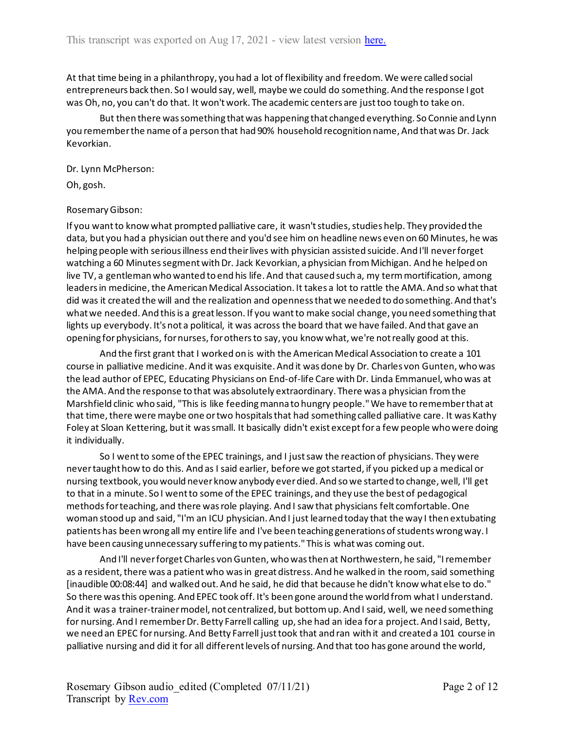At that time being in a philanthropy, you had a lot of flexibility and freedom. We were called social entrepreneurs back then. So I would say, well, maybe we could do something. And the response I got was Oh, no, you can't do that. It won't work. The academic centers are just too tough to take on.

But then there was something that was happening that changed everything. So Connie and Lynn you remember the name of a person that had 90% household recognition name, And that was Dr. Jack Kevorkian.

Dr. Lynn McPherson:

Oh, gosh.

Rosemary Gibson:

If you want to know what prompted palliative care, it wasn't studies, studies help. They provided the data, but you had a physician out there and you'd see him on headline news even on 60 Minutes, he was helping people with serious illness end their lives with physician assisted suicide. And I'll never forget watching a 60 Minutes segment with Dr. Jack Kevorkian, a physician from Michigan. And he helped on live TV, a gentleman who wanted to end his life. And that caused such a, my term mortification, among leaders in medicine, the American Medical Association. It takes a lot to rattle the AMA. And so what that did was it created the will and the realization and openness that we needed to do something. And that's what we needed. And this is a great lesson. If you want to make social change, you need something that lights up everybody. It's not a political, it was across the board that we have failed. And that gave an opening for physicians, for nurses, for others to say, you know what, we're not really good at this.

And the first grant that I worked on is with the American Medical Association to create a 101 course in palliative medicine. And it was exquisite. And it was done by Dr. Charles von Gunten, who was the lead author of EPEC, Educating Physicians on End-of-life Care with Dr. Linda Emmanuel, who was at the AMA. And the response to that was absolutely extraordinary. There was a physician from the Marshfield clinic who said, "This is like feeding manna to hungry people." We have to remember that at that time, there were maybe one or two hospitals that had something called palliative care. It was Kathy Foley at Sloan Kettering, but it was small. It basically didn't exist except for a few people who were doing it individually.

So I went to some of the EPEC trainings, and I just saw the reaction of physicians. They were never taught how to do this. And as I said earlier, before we got started, if you picked up a medical or nursing textbook, you would never know anybody ever died. And so we started to change, well, I'll get to that in a minute. So I went to some of the EPEC trainings, and they use the best of pedagogical methods for teaching, and there was role playing. And I saw that physicians felt comfortable. One woman stood up and said, "I'm an ICU physician. And I just learned today that the way I then extubating patients has been wrong all my entire life and I've been teaching generations of students wrong way. I have been causing unnecessary suffering to my patients." This is what was coming out.

And I'll never forget Charles von Gunten, who was then at Northwestern, he said, "I remember as a resident, there was a patient who was in great distress. And he walked in the room, said something [inaudible 00:08:44] and walked out. And he said, he did that because he didn't know what else to do." So there was this opening. And EPEC took off. It's been gone around the world from what I understand. And it was a trainer-trainer model, not centralized, but bottom up. And I said, well, we need something for nursing. And I remember Dr. Betty Farrell calling up, she had an idea for a project. And I said, Betty, we need an EPEC for nursing. And Betty Farrell just took that and ran with it and created a 101 course in palliative nursing and did it for all different levels of nursing. And that too has gone around the world,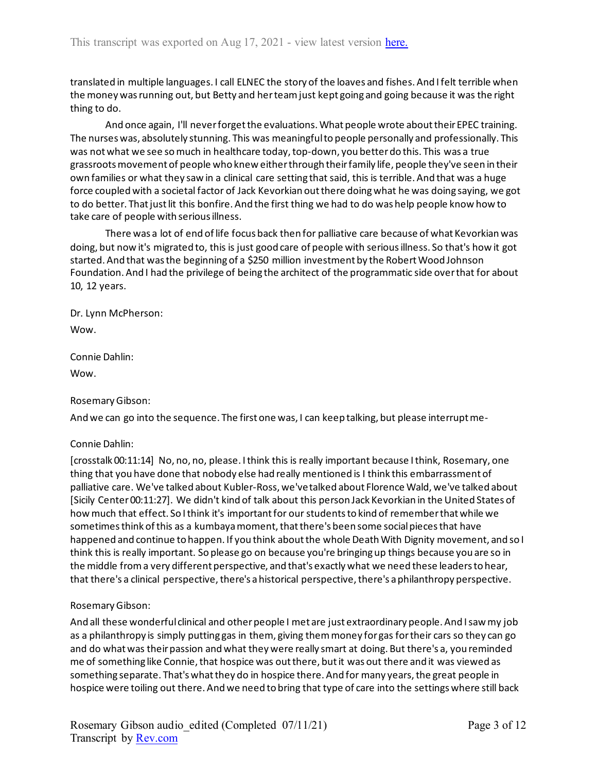translated in multiple languages. I call ELNEC the story of the loaves and fishes. And I felt terrible when the money was running out, but Betty and her team just kept going and going because it was the right thing to do.

And once again, I'll never forget the evaluations. What people wrote about their EPEC training. The nurses was, absolutely stunning. This was meaningful to people personally and professionally. This was not what we see so much in healthcare today, top-down, you better do this. This was a true grassroots movement of people who knew either through their family life, people they've seen in their own families or what they saw in a clinical care setting that said, this is terrible. And that was a huge force coupled with a societal factor of Jack Kevorkian out there doing what he was doing saying, we got to do better. That just lit this bonfire. And the first thing we had to do was help people know how to take care of people with serious illness.

There was a lot of end of life focus back then for palliative care because of what Kevorkian was doing, but now it's migrated to, this is just good care of people with serious illness. So that's how it got started. And that was the beginning of a $250 million investment by the Robert Wood Johnson Foundation. And I had the privilege of being the architect of the programmatic side over that for about 10, 12 years.

Dr. Lynn McPherson:

Wow.

Connie Dahlin:

Wow.

Rosemary Gibson:

And we can go into the sequence. The first one was, I can keep talking, but please interrupt me-

Connie Dahlin:

[crosstalk 00:11:14] No, no, no, please. I think this is really important because I think, Rosemary, one thing that you have done that nobody else had really mentioned is I think this embarrassment of palliative care. We've talked about Kubler-Ross, we've talked about Florence Wald, we've talked about [Sicily Center 00:11:27]. We didn't kind of talk about this person Jack Kevorkian in the United States of how much that effect. So I think it's important for our students to kind of remember that while we sometimes think of this as a kumbaya moment, that there's been some social pieces that have happened and continue to happen. If you think about the whole Death With Dignity movement, and so I think this is really important. So please go on because you're bringing up things because you are so in the middle from a very different perspective, and that's exactly what we need these leaders to hear, that there's a clinical perspective, there's a historical perspective, there's a philanthropy perspective.

Rosemary Gibson:

And all these wonderful clinical and other people I met are just extraordinary people. And I saw my job as a philanthropy is simply putting gas in them, giving them money for gas for their cars so they can go and do what was their passion and what they were really smart at doing. But there's a, you reminded me of something like Connie, that hospice was out there, but it was out there and it was viewed as something separate. That's what they do in hospice there. And for many years, the great people in hospice were toiling out there. And we need to bring that type of care into the settings where still back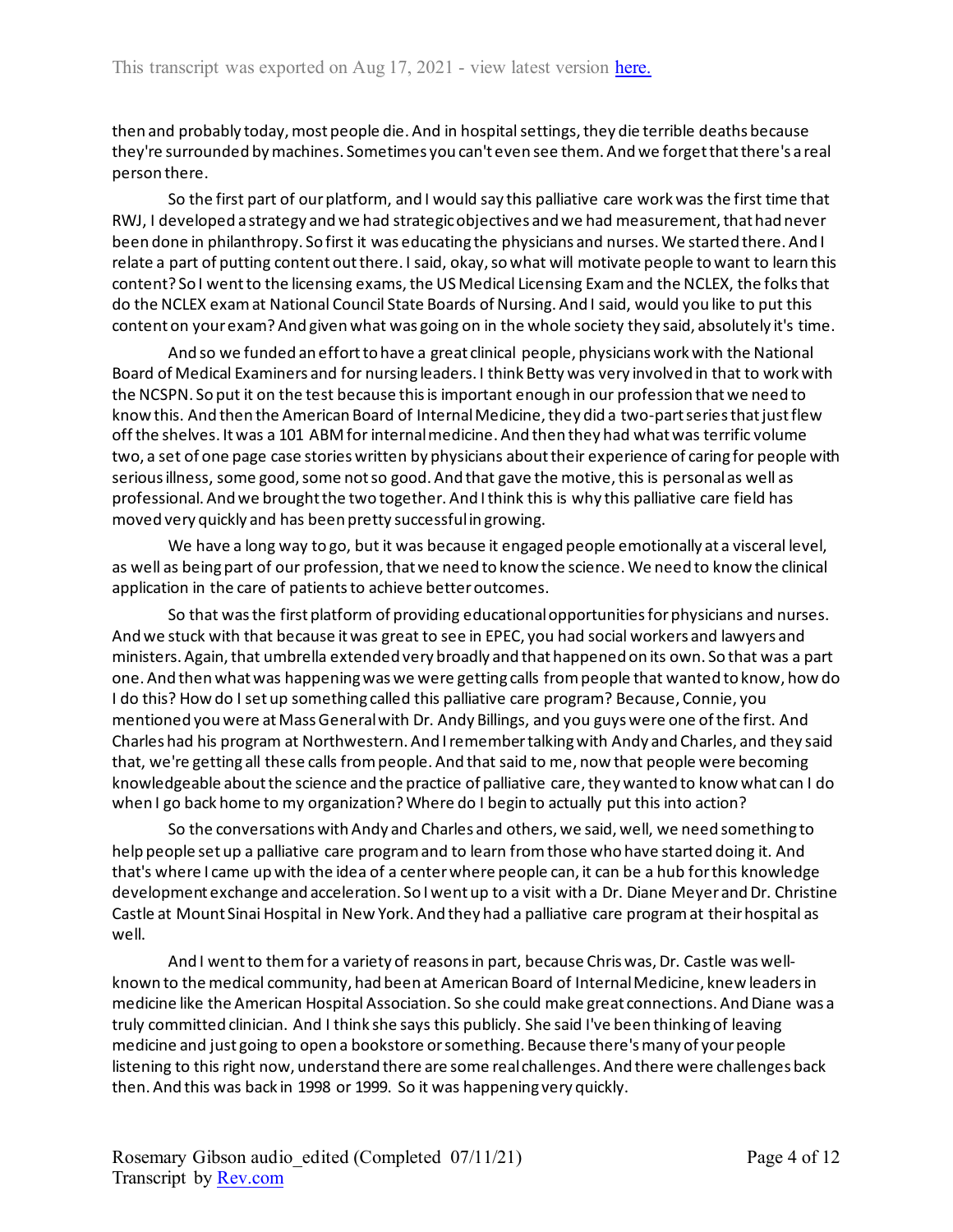then and probably today, most people die. And in hospital settings, they die terrible deaths because they're surrounded by machines. Sometimes you can't even see them. And we forget that there's a real person there.

So the first part of our platform, and I would say this palliative care work was the first time that RWJ, I developed a strategy and we had strategic objectives and we had measurement, that had never been done in philanthropy. So first it was educating the physicians and nurses. We started there. And I relate a part of putting content out there. I said, okay, so what will motivate people to want to learn this content? So I went to the licensing exams, the US Medical Licensing Exam and the NCLEX, the folks that do the NCLEX exam at National Council State Boards of Nursing. And I said, would you like to put this content on your exam? And given what was going on in the whole society they said, absolutely it's time.

And so we funded an effort to have a great clinical people, physicians work with the National Board of Medical Examiners and for nursing leaders. I think Betty was very involved in that to work with the NCSPN. So put it on the test because this is important enough in our profession that we need to know this. And then the American Board of Internal Medicine, they did a two-part series that just flew off the shelves. It was a 101 ABM for internal medicine. And then they had what was terrific volume two, a set of one page case stories written by physicians about their experience of caring for people with serious illness, some good, some not so good. And that gave the motive, this is personal as well as professional. And we brought the two together. And I think this is why this palliative care field has moved very quickly and has been pretty successful in growing.

We have a long way to go, but it was because it engaged people emotionally at a visceral level, as well as being part of our profession, that we need to know the science. We need to know the clinical application in the care of patients to achieve better outcomes.

So that was the first platform of providing educational opportunities for physicians and nurses. And we stuck with that because it was great to see in EPEC, you had social workers and lawyers and ministers. Again, that umbrella extended very broadly and that happened on its own. So that was a part one. And then what was happening was we were getting calls from people that wanted to know, how do I do this? How do I set up something called this palliative care program? Because, Connie, you mentioned you were at Mass General with Dr. Andy Billings, and you guys were one of the first. And Charles had his program at Northwestern. And I remember talking with Andy and Charles, and they said that, we're getting all these calls from people. And that said to me, now that people were becoming knowledgeable about the science and the practice of palliative care, they wanted to know what can I do when I go back home to my organization? Where do I begin to actually put this into action?

So the conversations with Andy and Charles and others, we said, well, we need something to help people set up a palliative care program and to learn from those who have started doing it. And that's where I came up with the idea of a center where people can, it can be a hub for this knowledge development exchange and acceleration. So I went up to a visit with a Dr. Diane Meyer and Dr. Christine Castle at Mount Sinai Hospital in New York. And they had a palliative care program at their hospital as well.

And I went to them for a variety of reasons in part, because Chris was, Dr. Castle was well-known to the medical community, had been at American Board of Internal Medicine, knew leaders in medicine like the American Hospital Association. So she could make great connections. And Diane was a truly committed clinician. And I think she says this publicly. She said I've been thinking of leaving medicine and just going to open a bookstore or something. Because there's many of your people listening to this right now, understand there are some real challenges. And there were challenges back then. And this was back in 1998 or 1999. So it was happening very quickly.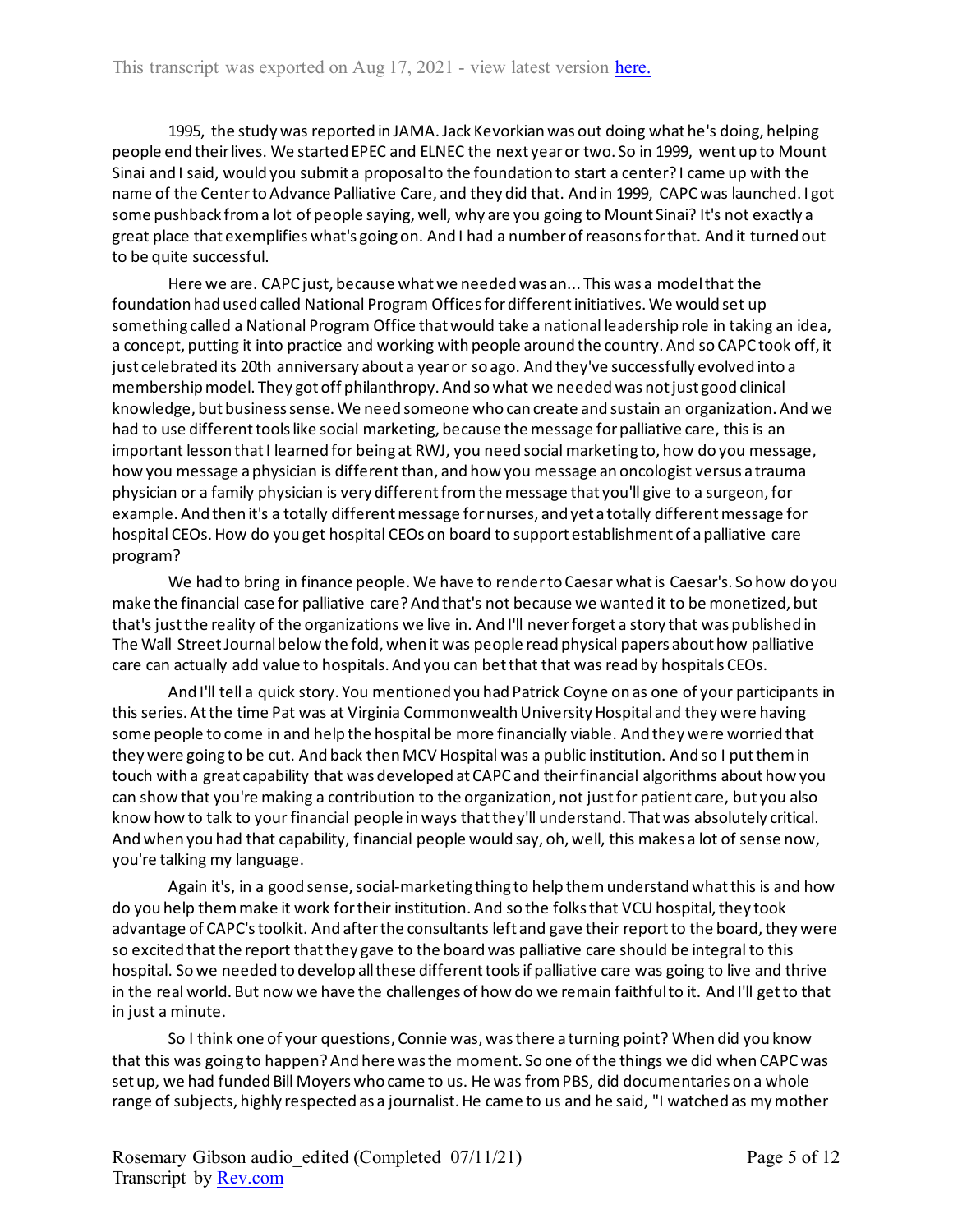1995, the study was reported in JAMA. Jack Kevorkian was out doing what he's doing, helping people end their lives. We started EPEC and ELNEC the next year or two. So in 1999, went up to Mount Sinai and I said, would you submit a proposal to the foundation to start a center? I came up with the name of the Center to Advance Palliative Care, and they did that. And in 1999, CAPC was launched. I got some pushback from a lot of people saying, well, why are you going to Mount Sinai? It's not exactly a great place that exemplifies what's going on. And I had a number of reasons for that. And it turned out to be quite successful.

Here we are. CAPC just, because what we needed was an... This was a model that the foundation had used called National Program Offices for different initiatives. We would set up something called a National Program Office that would take a national leadership role in taking an idea, a concept, putting it into practice and working with people around the country. And so CAPC took off, it just celebrated its 20th anniversary about a year or so ago. And they've successfully evolved into a membership model. They got off philanthropy. And so what we needed was not just good clinical knowledge, but business sense. We need someone who can create and sustain an organization. And we had to use different tools like social marketing, because the message for palliative care, this is an important lesson that I learned for being at RWJ, you need social marketing to, how do you message, how you message a physician is different than, and how you message an oncologist versus a trauma physician or a family physician is very different from the message that you'll give to a surgeon, for example. And then it's a totally different message for nurses, and yet a totally different message for hospital CEOs. How do you get hospital CEOs on board to support establishment of a palliative care program?

We had to bring in finance people. We have to render to Caesar what is Caesar's. So how do you make the financial case for palliative care? And that's not because we wanted it to be monetized, but that's just the reality of the organizations we live in. And I'll never forget a story that was published in The Wall Street Journal below the fold, when it was people read physical papers about how palliative care can actually add value to hospitals. And you can bet that that was read by hospitals CEOs.

And I'll tell a quick story. You mentioned you had Patrick Coyne on as one of your participants in this series. At the time Pat was at Virginia Commonwealth University Hospital and they were having some people to come in and help the hospital be more financially viable. And they were worried that they were going to be cut. And back then MCV Hospital was a public institution. And so I put them in touch with a great capability that was developed at CAPC and their financial algorithms about how you can show that you're making a contribution to the organization, not just for patient care, but you also know how to talk to your financial people in ways that they'll understand. That was absolutely critical. And when you had that capability, financial people would say, oh, well, this makes a lot of sense now, you're talking my language.

Again it's, in a good sense, social-marketing thing to help them understand what this is and how do you help them make it work for their institution. And so the folks that VCU hospital, they took advantage of CAPC's toolkit. And after the consultants left and gave their report to the board, they were so excited that the report that they gave to the board was palliative care should be integral to this hospital. So we needed to develop all these different tools if palliative care was going to live and thrive in the real world. But now we have the challenges of how do we remain faithful to it. And I'll get to that in just a minute.

So I think one of your questions, Connie was, was there a turning point? When did you know that this was going to happen? And here was the moment. So one of the things we did when CAPC was set up, we had funded Bill Moyers who came to us. He was from PBS, did documentaries on a whole range of subjects, highly respected as a journalist. He came to us and he said, "I watched as my mother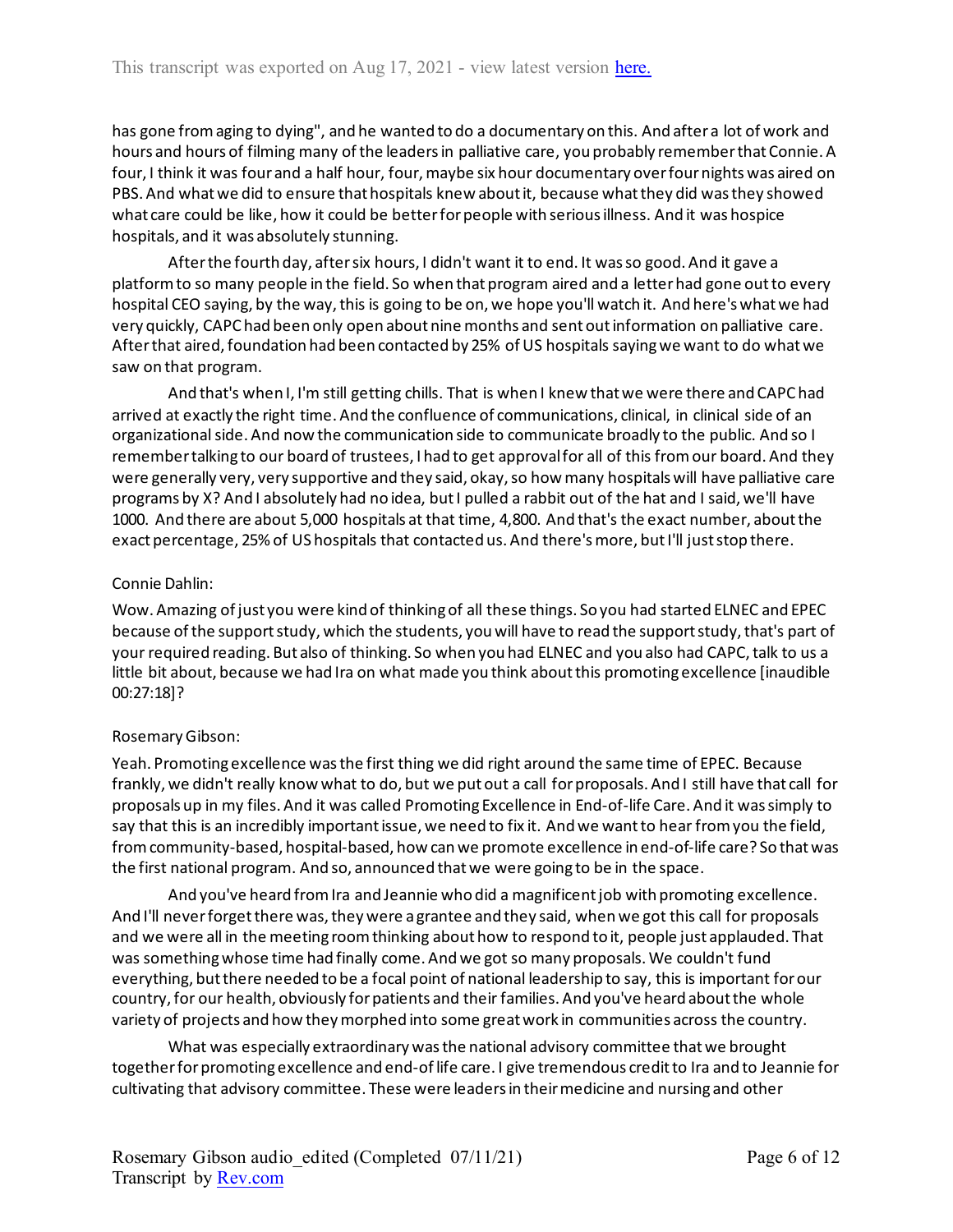has gone from aging to dying", and he wanted to do a documentary on this. And after a lot of work and hours and hours of filming many of the leaders in palliative care, you probably remember that Connie. A four, I think it was four and a half hour, four, maybe six hour documentary over four nights was aired on PBS. And what we did to ensure that hospitals knew about it, because what they did was they showed what care could be like, how it could be better for people with serious illness. And it was hospice hospitals, and it was absolutely stunning.

After the fourth day, after six hours, I didn't want it to end. It was so good. And it gave a platform to so many people in the field. So when that program aired and a letter had gone out to every hospital CEO saying, by the way, this is going to be on, we hope you'll watch it. And here's what we had very quickly, CAPC had been only open about nine months and sent out information on palliative care. After that aired, foundation had been contacted by 25% of US hospitals saying we want to do what we saw on that program.

And that's when I, I'm still getting chills. That is when I knew that we were there and CAPC had arrived at exactly the right time. And the confluence of communications, clinical, in clinical side of an organizational side. And now the communication side to communicate broadly to the public. And so I remember talking to our board of trustees, I had to get approval for all of this from our board. And they were generally very, very supportive and they said, okay, so how many hospitals will have palliative care programs by X? And I absolutely had no idea, but I pulled a rabbit out of the hat and I said, we'll have 1000. And there are about 5,000 hospitals at that time, 4,800. And that's the exact number, about the exact percentage, 25% of US hospitals that contacted us. And there's more, but I'll just stop there.

Connie Dahlin:

Wow. Amazing of just you were kind of thinking of all these things. So you had started ELNEC and EPEC because of the support study, which the students, you will have to read the support study, that's part of your required reading. But also of thinking. So when you had ELNEC and you also had CAPC, talk to us a little bit about, because we had Ira on what made you think about this promoting excellence [inaudible 00:27:18]?

Rosemary Gibson:

Yeah. Promoting excellence was the first thing we did right around the same time of EPEC. Because frankly, we didn't really know what to do, but we put out a call for proposals. And I still have that call for proposals up in my files. And it was called Promoting Excellence in End-of-life Care. And it was simply to say that this is an incredibly important issue, we need to fix it. And we want to hear from you the field, from community-based, hospital-based, how can we promote excellence in end-of-life care? So that was the first national program. And so, announced that we were going to be in the space.

And you've heard from Ira and Jeannie who did a magnificent job with promoting excellence. And I'll never forget there was, they were a grantee and they said, when we got this call for proposals and we were all in the meeting room thinking about how to respond to it, people just applauded. That was something whose time had finally come. And we got so many proposals. We couldn't fund everything, but there needed to be a focal point of national leadership to say, this is important for our country, for our health, obviously for patients and their families. And you've heard about the whole variety of projects and how they morphed into some great work in communities across the country.

What was especially extraordinary was the national advisory committee that we brought together for promoting excellence and end-of life care. I give tremendous credit to Ira and to Jeannie for cultivating that advisory committee. These were leaders in their medicine and nursing and other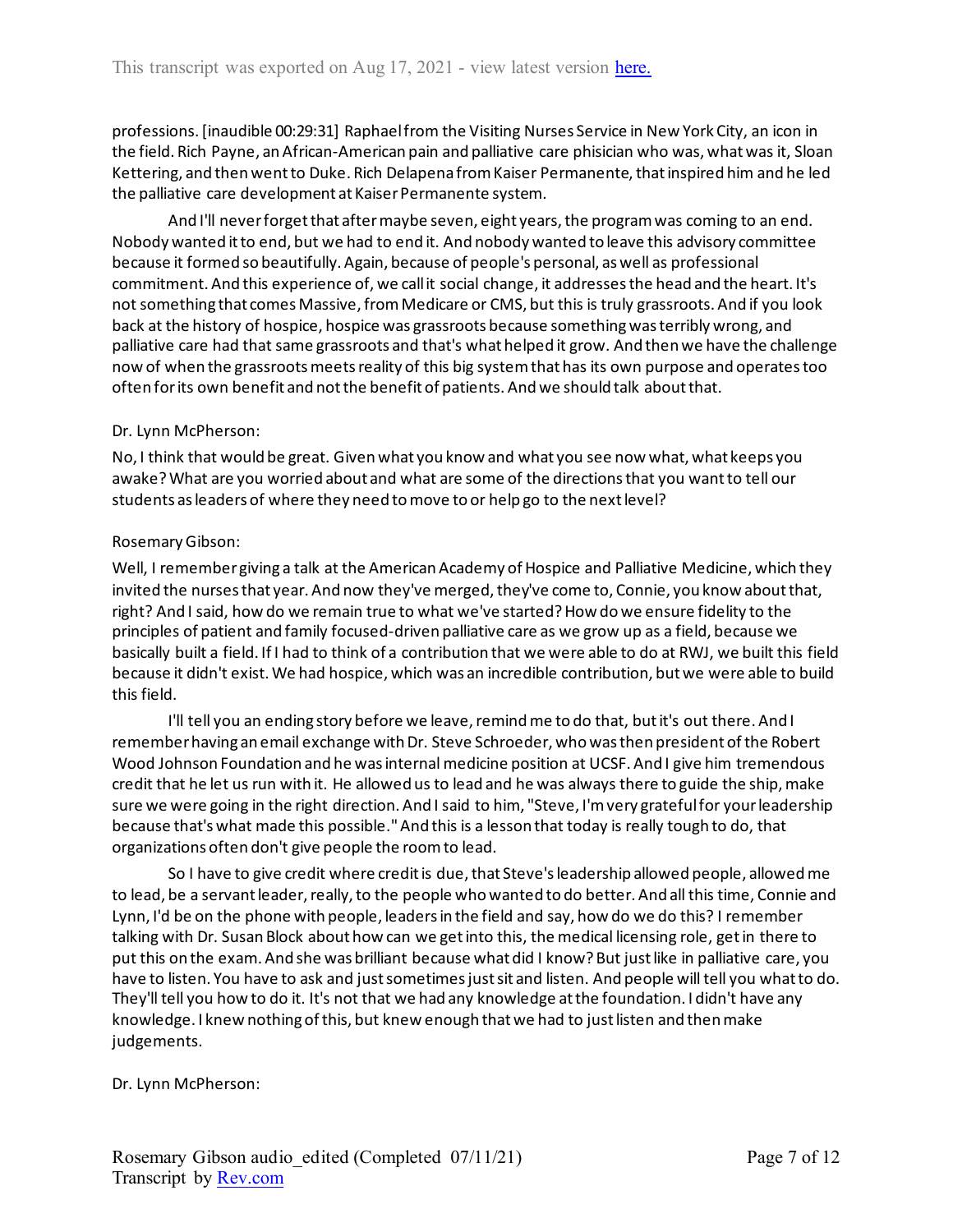professions. [inaudible 00:29:31] Raphael from the Visiting Nurses Service in New York City, an icon in the field. Rich Payne, an African-American pain and palliative care phisician who was, what was it, Sloan Kettering, and then went to Duke. Rich Delapena from Kaiser Permanente, that inspired him and he led the palliative care development at Kaiser Permanente system.

And I'll never forget that after maybe seven, eight years, the program was coming to an end. Nobody wanted it to end, but we had to end it. And nobody wanted to leave this advisory committee because it formed so beautifully. Again, because of people's personal, as well as professional commitment. And this experience of, we call it social change, it addresses the head and the heart. It's not something that comes Massive, from Medicare or CMS, but this is truly grassroots. And if you look back at the history of hospice, hospice was grassroots because something was terribly wrong, and palliative care had that same grassroots and that's what helped it grow. And then we have the challenge now of when the grassroots meets reality of this big system that has its own purpose and operates too often for its own benefit and not the benefit of patients. And we should talk about that.

Dr. Lynn McPherson:

No, I think that would be great. Given what you know and what you see now what, what keeps you awake? What are you worried about and what are some of the directions that you want to tell our students as leaders of where they need to move to or help go to the next level?

Rosemary Gibson:

Well, I remember giving a talk at the American Academy of Hospice and Palliative Medicine, which they invited the nurses that year. And now they've merged, they've come to, Connie, you know about that, right? And I said, how do we remain true to what we've started? How do we ensure fidelity to the principles of patient and family focused-driven palliative care as we grow up as a field, because we basically built a field. If I had to think of a contribution that we were able to do at RWJ, we built this field because it didn't exist. We had hospice, which was an incredible contribution, but we were able to build this field.

I'll tell you an ending story before we leave, remind me to do that, but it's out there. And I remember having an email exchange with Dr. Steve Schroeder, who was then president of the Robert Wood Johnson Foundation and he was internal medicine position at UCSF. And I give him tremendous credit that he let us run with it. He allowed us to lead and he was always there to guide the ship, make sure we were going in the right direction. And I said to him, "Steve, I'm very grateful for your leadership because that's what made this possible." And this is a lesson that today is really tough to do, that organizations often don't give people the room to lead.

So I have to give credit where credit is due, that Steve's leadership allowed people, allowed me to lead, be a servant leader, really, to the people who wanted to do better. And all this time, Connie and Lynn, I'd be on the phone with people, leaders in the field and say, how do we do this? I remember talking with Dr. Susan Block about how can we get into this, the medical licensing role, get in there to put this on the exam. And she was brilliant because what did I know? But just like in palliative care, you have to listen. You have to ask and just sometimes just sit and listen. And people will tell you what to do. They'll tell you how to do it. It's not that we had any knowledge at the foundation. I didn't have any knowledge. I knew nothing of this, but knew enough that we had to just listen and then make judgements.

Dr. Lynn McPherson: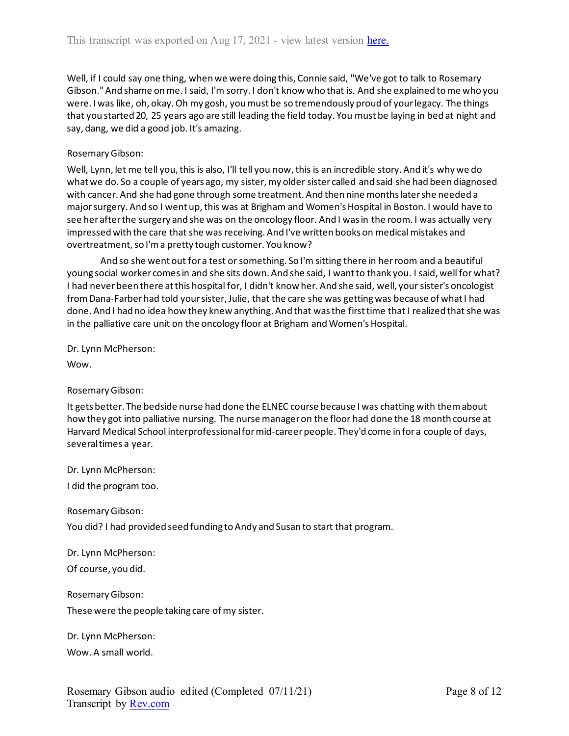Well, if I could say one thing, when we were doing this, Connie said, "We've got to talk to Rosemary Gibson." And shame on me. I said, I'm sorry. I don't know who that is. And she explained to me who you were. I was like, oh, okay. Oh my gosh, you must be so tremendously proud of your legacy. The things that you started 20, 25 years ago are still leading the field today. You must be laying in bed at night and say, dang, we did a good job. It's amazing.

Rosemary Gibson:

Well, Lynn, let me tell you, this is also, I'll tell you now, this is an incredible story. And it's why we do what we do. So a couple of years ago, my sister, my older sister called and said she had been diagnosed with cancer. And she had gone through some treatment. And then nine months later she needed a major surgery. And so I went up, this was at Brigham and Women's Hospital in Boston. I would have to see her after the surgery and she was on the oncology floor. And I was in the room. I was actually very impressed with the care that she was receiving. And I've written books on medical mistakes and overtreatment, so I'm a pretty tough customer. You know?

And so she went out for a test or something. So I'm sitting there in her room and a beautiful young social worker comes in and she sits down. And she said, I want to thank you. I said, well for what? I had never been there at this hospital for, I didn't know her. And she said, well, your sister's oncologist from Dana-Farber had told your sister, Julie, that the care she was getting was because of what I had done. And I had no idea how they knew anything. And that was the first time that I realized that she was in the palliative care unit on the oncology floor at Brigham and Women's Hospital.

Dr. Lynn McPherson:

Wow.

Rosemary Gibson:

It gets better. The bedside nurse had done the ELNEC course because I was chatting with them about how they got into palliative nursing. The nurse manager on the floor had done the 18 month course at Harvard Medical School interprofessional for mid-career people. They'd come in for a couple of days, several times a year.

Dr. Lynn McPherson:

I did the program too.

Rosemary Gibson:

You did? I had provided seed funding to Andy and Susan to start that program.

Dr. Lynn McPherson:

Of course, you did.

Rosemary Gibson:

These were the people taking care of my sister.

Dr. Lynn McPherson:

Wow. A small world.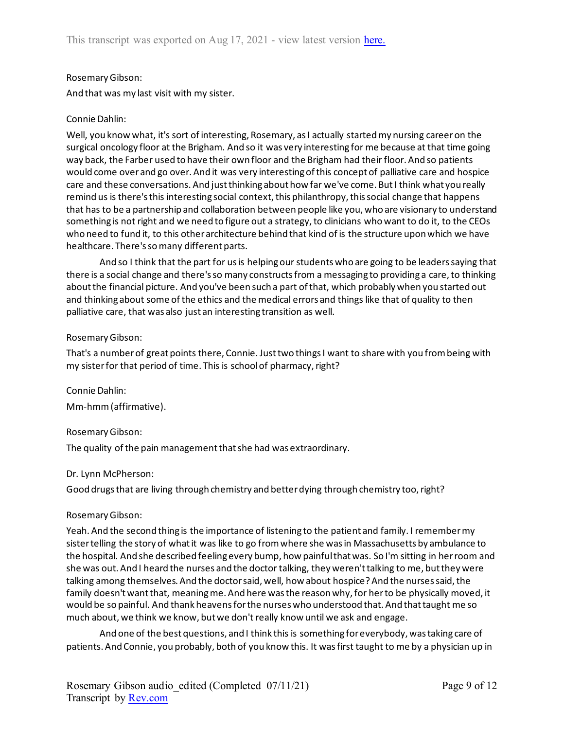Rosemary Gibson:

And that was my last visit with my sister.

Connie Dahlin:

Well, you know what, it's sort of interesting, Rosemary, as I actually started my nursing career on the surgical oncology floor at the Brigham. And so it was very interesting for me because at that time going way back, the Farber used to have their own floor and the Brigham had their floor. And so patients would come over and go over. And it was very interesting of this concept of palliative care and hospice care and these conversations. And just thinking about how far we've come. But I think what you really remind us is there's this interesting social context, this philanthropy, this social change that happens that has to be a partnership and collaboration between people like you, who are visionary to understand something is not right and we need to figure out a strategy, to clinicians who want to do it, to the CEOs who need to fund it, to this other architecture behind that kind of is the structure upon which we have healthcare. There's so many different parts.

And so I think that the part for us is helping our students who are going to be leaders saying that there is a social change and there's so many constructs from a messaging to providing a care, to thinking about the financial picture. And you've been such a part of that, which probably when you started out and thinking about some of the ethics and the medical errors and things like that of quality to then palliative care, that was also just an interesting transition as well.

Rosemary Gibson:

That's a number of great points there, Connie. Just two things I want to share with you from being with my sister for that period of time. This is school of pharmacy, right?

Connie Dahlin:

Mm-hmm (affirmative).

Rosemary Gibson:

The quality of the pain management that she had was extraordinary.

Dr. Lynn McPherson:

Good drugs that are living through chemistry and better dying through chemistry too, right?

Rosemary Gibson:

Yeah. And the second thing is the importance of listening to the patient and family. I remember my sister telling the story of what it was like to go from where she was in Massachusetts by ambulance to the hospital. And she described feeling every bump, how painful that was. So I'm sitting in her room and she was out. And I heard the nurses and the doctor talking, they weren't talking to me, but they were talking among themselves. And the doctor said, well, how about hospice? And the nurses said, the family doesn't want that, meaning me. And here was the reason why, for her to be physically moved, it would be so painful. And thank heavens for the nurses who understood that. And that taught me so much about, we think we know, but we don't really know until we ask and engage.

And one of the best questions, and I think this is something for everybody, was taking care of patients. And Connie, you probably, both of you know this. It was first taught to me by a physician up in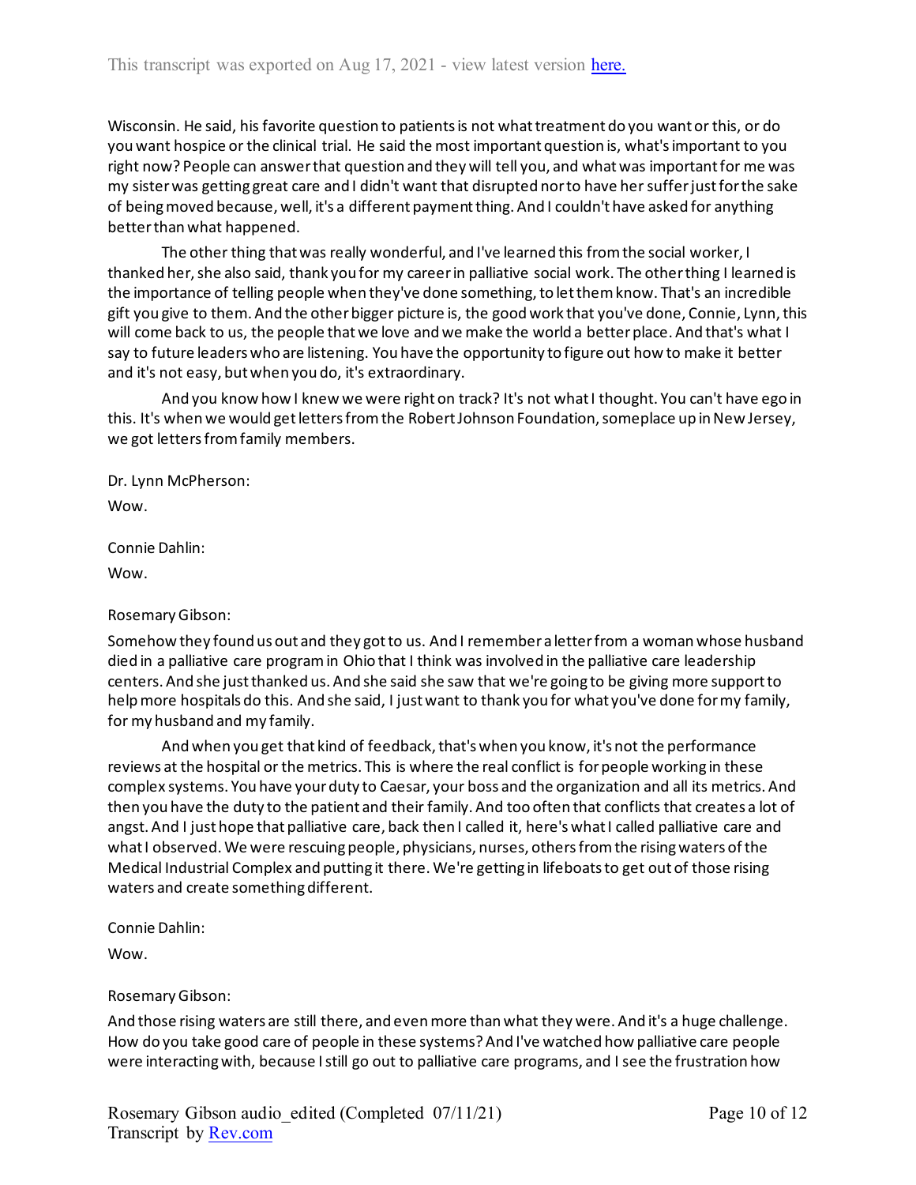Wisconsin. He said, his favorite question to patients is not what treatment do you want or this, or do you want hospice or the clinical trial. He said the most important question is, what's important to you right now? People can answer that question and they will tell you, and what was important for me was my sister was getting great care and I didn't want that disrupted nor to have her suffer just for the sake of being moved because, well, it's a different payment thing. And I couldn't have asked for anything better than what happened.

The other thing that was really wonderful, and I've learned this from the social worker, I thanked her, she also said, thank you for my career in palliative social work. The other thing I learned is the importance of telling people when they've done something, to let them know. That's an incredible gift you give to them. And the other bigger picture is, the good work that you've done, Connie, Lynn, this will come back to us, the people that we love and we make the world a better place. And that's what I say to future leaders who are listening. You have the opportunity to figure out how to make it better and it's not easy, but when you do, it's extraordinary.

And you know how I knew we were right on track? It's not what I thought. You can't have ego in this. It's when we would get letters from the Robert Johnson Foundation, someplace up in New Jersey, we got letters from family members.

Dr. Lynn McPherson:

Wow.

Connie Dahlin:

Wow.

Rosemary Gibson:

Somehow they found us out and they got to us. And I remember a letter from a woman whose husband died in a palliative care program in Ohio that I think was involved in the palliative care leadership centers. And she just thanked us. And she said she saw that we're going to be giving more support to help more hospitals do this. And she said, I just want to thank you for what you've done for my family, for my husband and my family.

And when you get that kind of feedback, that's when you know, it's not the performance reviews at the hospital or the metrics. This is where the real conflict is for people working in these complex systems. You have your duty to Caesar, your boss and the organization and all its metrics. And then you have the duty to the patient and their family. And too often that conflicts that creates a lot of angst. And I just hope that palliative care, back then I called it, here's what I called palliative care and what I observed. We were rescuing people, physicians, nurses, others from the rising waters of the Medical Industrial Complex and putting it there. We're getting in lifeboats to get out of those rising waters and create something different.

Connie Dahlin:

Wow.

Rosemary Gibson:

And those rising waters are still there, and even more than what they were. And it's a huge challenge. How do you take good care of people in these systems? And I've watched how palliative care people were interacting with, because I still go out to palliative care programs, and I see the frustration how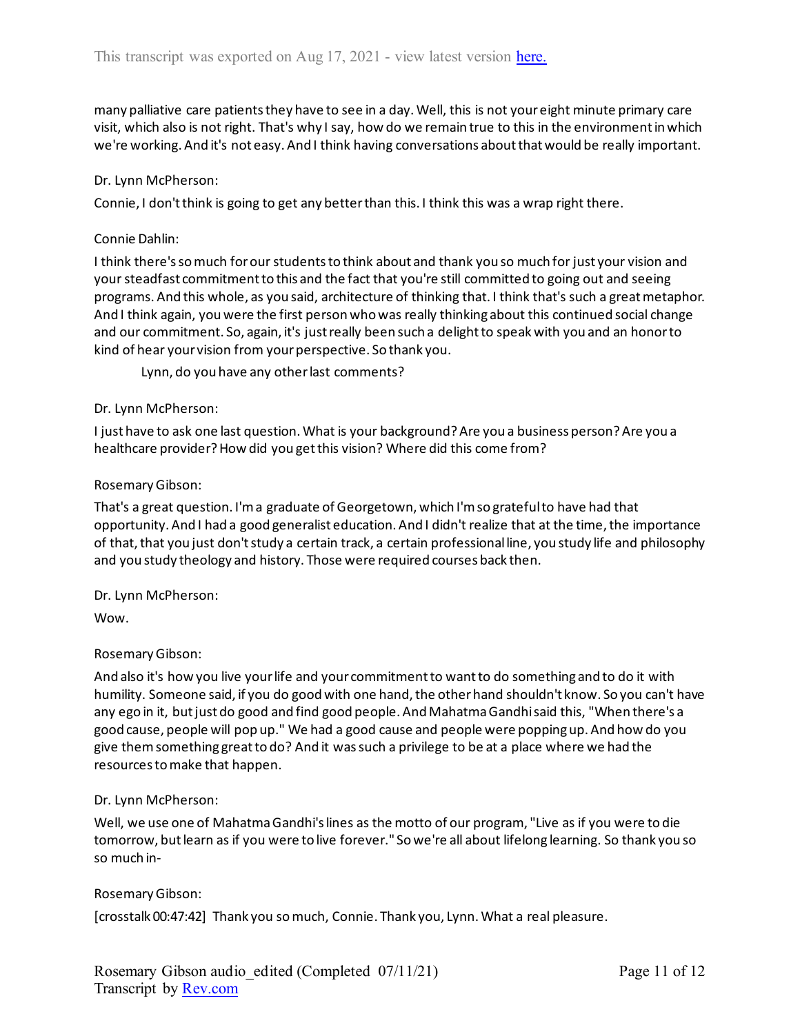many palliative care patients they have to see in a day. Well, this is not your eight minute primary care visit, which also is not right. That's why I say, how do we remain true to this in the environment in which we're working. And it's not easy. And I think having conversations about that would be really important.

Dr. Lynn McPherson:

Connie, I don't think is going to get any better than this. I think this was a wrap right there.

Connie Dahlin:

I think there's so much for our students to think about and thank you so much for just your vision and your steadfast commitment to this and the fact that you're still committed to going out and seeing programs. And this whole, as you said, architecture of thinking that. I think that's such a great metaphor. And I think again, you were the first person who was really thinking about this continued social change and our commitment. So, again, it's just really been such a delight to speak with you and an honor to kind of hear your vision from your perspective. So thank you.

Lynn, do you have any other last comments?

Dr. Lynn McPherson:

I just have to ask one last question. What is your background? Are you a business person? Are you a healthcare provider? How did you get this vision? Where did this come from?

Rosemary Gibson:

That's a great question. I'm a graduate of Georgetown, which I'm so grateful to have had that opportunity. And I had a good generalist education. And I didn't realize that at the time, the importance of that, that you just don't study a certain track, a certain professional line, you study life and philosophy and you study theology and history. Those were required courses back then.

Dr. Lynn McPherson:

Wow.

Rosemary Gibson:

And also it's how you live your life and your commitment to want to do something and to do it with humility. Someone said, if you do good with one hand, the other hand shouldn't know. So you can't have any ego in it, but just do good and find good people. And Mahatma Gandhi said this, "When there's a good cause, people will pop up." We had a good cause and people were popping up. And how do you give them something great to do? And it was such a privilege to be at a place where we had the resources to make that happen.

Dr. Lynn McPherson:

Well, we use one of Mahatma Gandhi's lines as the motto of our program, "Live as if you were to die tomorrow, but learn as if you were to live forever." So we're all about lifelong learning. So thank you so so much in-

Rosemary Gibson:

[crosstalk 00:47:42] Thank you so much, Connie. Thank you, Lynn. What a real pleasure.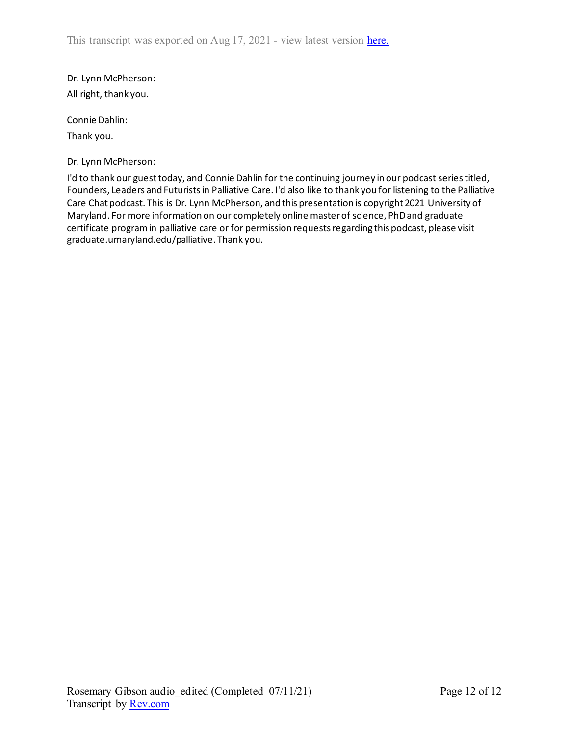Dr. Lynn McPherson:

All right, thank you.

Connie Dahlin:

Thank you.

Dr. Lynn McPherson:

I'd to thank our guest today, and Connie Dahlin for the continuing journey in our podcast series titled, Founders, Leaders and Futurists in Palliative Care. I'd also like to thank you for listening to the Palliative Care Chat podcast. This is Dr. Lynn McPherson, and this presentation is copyright 2021 University of Maryland. For more information on our completely online master of science, PhD and graduate certificate program in palliative care or for permission requests regarding this podcast, please visit graduate.umaryland.edu/palliative. Thank you.